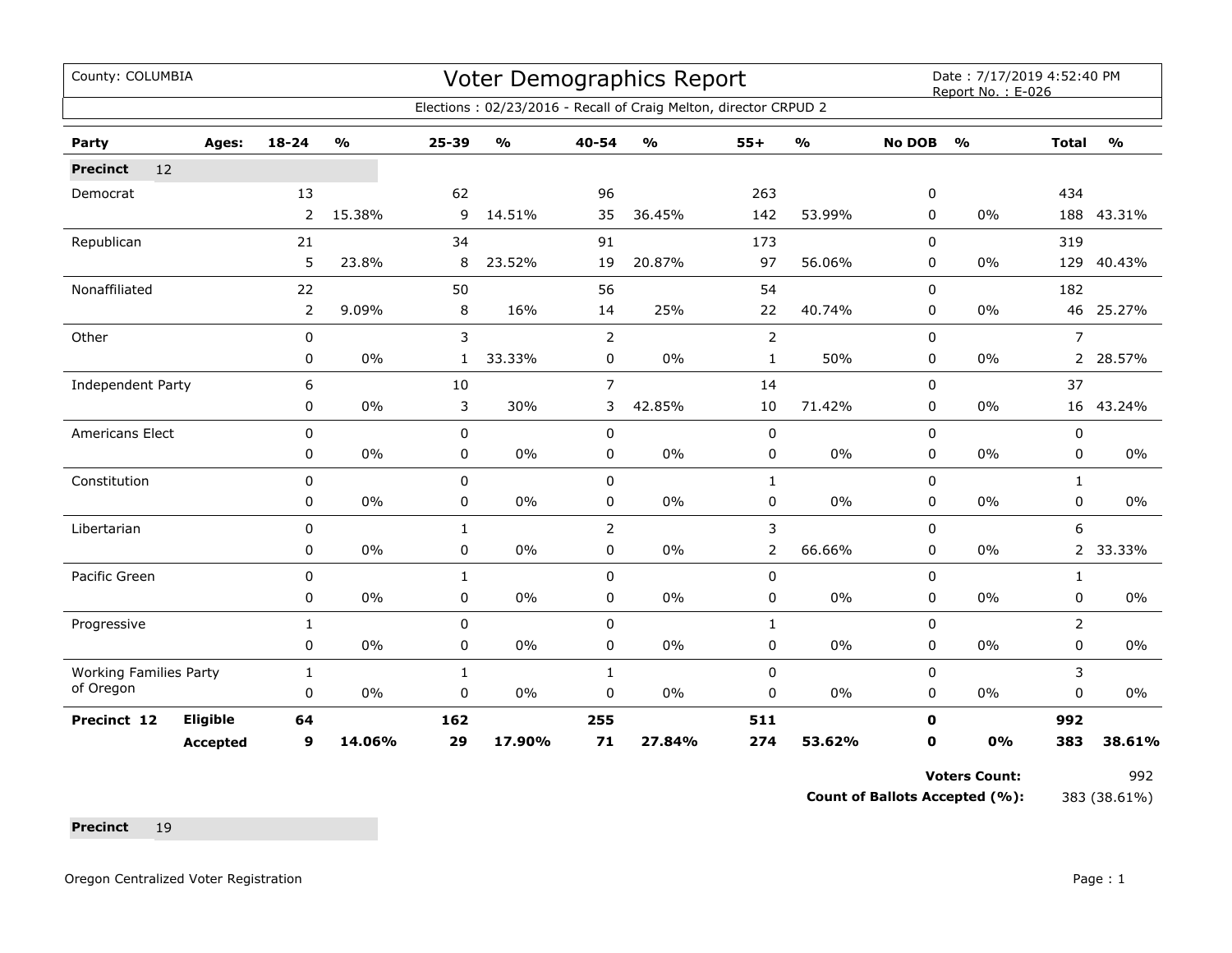County: COLUMBIA

# Voter Demographics Report

Date : 7/17/2019 4:52:40 PM
Report No. : E-026

Elections : 02/23/2016 - Recall of Craig Melton, director CRPUD 2

| Party | Ages: | 18-24 | % | 25-39 | % | 40-54 | % | 55+ | % | No DOB | % | Total | % |
|---|---|---|---|---|---|---|---|---|---|---|---|---|---|
| **Precinct** 12 | | | | | | | | | | | | | |
| Democrat | | 13 | | 62 | | 96 | | 263 | | 0 | | 434 | |
| | | 2 | 15.38% | 9 | 14.51% | 35 | 36.45% | 142 | 53.99% | 0 | 0% | 188 | 43.31% |
| Republican | | 21 | | 34 | | 91 | | 173 | | 0 | | 319 | |
| | | 5 | 23.8% | 8 | 23.52% | 19 | 20.87% | 97 | 56.06% | 0 | 0% | 129 | 40.43% |
| Nonaffiliated | | 22 | | 50 | | 56 | | 54 | | 0 | | 182 | |
| | | 2 | 9.09% | 8 | 16% | 14 | 25% | 22 | 40.74% | 0 | 0% | 46 | 25.27% |
| Other | | 0 | | 3 | | 2 | | 2 | | 0 | | 7 | |
| | | 0 | 0% | 1 | 33.33% | 0 | 0% | 1 | 50% | 0 | 0% | 2 | 28.57% |
| Independent Party | | 6 | | 10 | | 7 | | 14 | | 0 | | 37 | |
| | | 0 | 0% | 3 | 30% | 3 | 42.85% | 10 | 71.42% | 0 | 0% | 16 | 43.24% |
| Americans Elect | | 0 | | 0 | | 0 | | 0 | | 0 | | 0 | |
| | | 0 | 0% | 0 | 0% | 0 | 0% | 0 | 0% | 0 | 0% | 0 | 0% |
| Constitution | | 0 | | 0 | | 0 | | 1 | | 0 | | 1 | |
| | | 0 | 0% | 0 | 0% | 0 | 0% | 0 | 0% | 0 | 0% | 0 | 0% |
| Libertarian | | 0 | | 1 | | 2 | | 3 | | 0 | | 6 | |
| | | 0 | 0% | 0 | 0% | 0 | 0% | 2 | 66.66% | 0 | 0% | 2 | 33.33% |
| Pacific Green | | 0 | | 1 | | 0 | | 0 | | 0 | | 1 | |
| | | 0 | 0% | 0 | 0% | 0 | 0% | 0 | 0% | 0 | 0% | 0 | 0% |
| Progressive | | 1 | | 0 | | 0 | | 1 | | 0 | | 2 | |
| | | 0 | 0% | 0 | 0% | 0 | 0% | 0 | 0% | 0 | 0% | 0 | 0% |
| Working Families Party of Oregon | | 1 | | 1 | | 1 | | 0 | | 0 | | 3 | |
| | | 0 | 0% | 0 | 0% | 0 | 0% | 0 | 0% | 0 | 0% | 0 | 0% |
| **Precinct 12** | **Eligible** | **64** | | **162** | | **255** | | **511** | | **0** | | **992** | |
| | **Accepted** | **9** | **14.06%** | **29** | **17.90%** | **71** | **27.84%** | **274** | **53.62%** | **0** | **0%** | **383** | **38.61%** |

**Voters Count:** 992

**Count of Ballots Accepted (%):** 383 (38.61%)

**Precinct** 19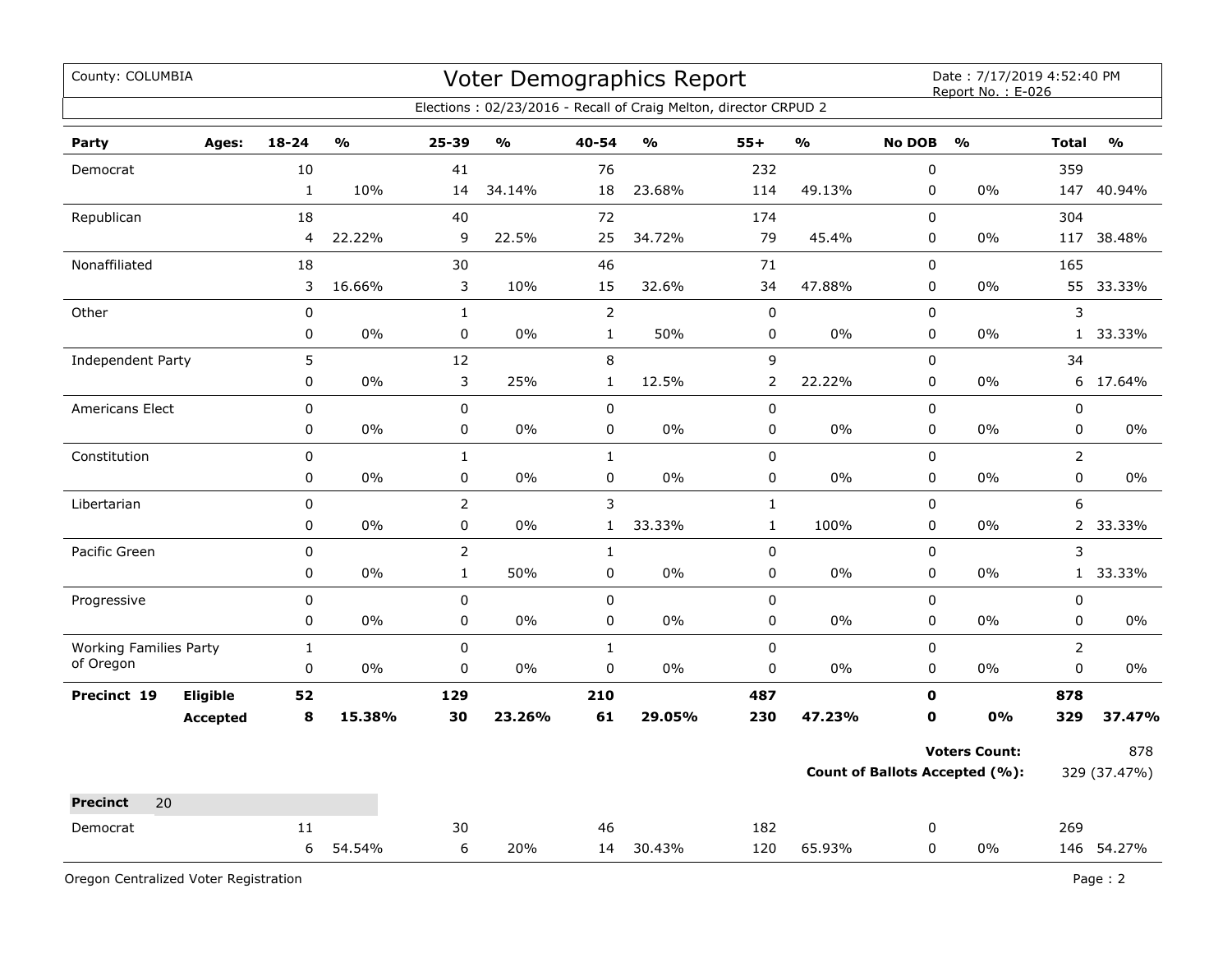County: COLUMBIA

# Voter Demographics Report

Date : 7/17/2019 4:52:40 PM
Report No. : E-026

Elections : 02/23/2016 - Recall of Craig Melton, director CRPUD 2

| Party | Ages: | 18-24 | % | 25-39 | % | 40-54 | % | 55+ | % | No DOB | % | Total | % |
|---|---|---|---|---|---|---|---|---|---|---|---|---|---|
| Democrat | | 10 | | 41 | | 76 | | 232 | | 0 | | 359 | |
| | | 1 | 10% | 14 | 34.14% | 18 | 23.68% | 114 | 49.13% | 0 | 0% | 147 | 40.94% |
| Republican | | 18 | | 40 | | 72 | | 174 | | 0 | | 304 | |
| | | 4 | 22.22% | 9 | 22.5% | 25 | 34.72% | 79 | 45.4% | 0 | 0% | 117 | 38.48% |
| Nonaffiliated | | 18 | | 30 | | 46 | | 71 | | 0 | | 165 | |
| | | 3 | 16.66% | 3 | 10% | 15 | 32.6% | 34 | 47.88% | 0 | 0% | 55 | 33.33% |
| Other | | 0 | | 1 | | 2 | | 0 | | 0 | | 3 | |
| | | 0 | 0% | 0 | 0% | 1 | 50% | 0 | 0% | 0 | 0% | 1 | 33.33% |
| Independent Party | | 5 | | 12 | | 8 | | 9 | | 0 | | 34 | |
| | | 0 | 0% | 3 | 25% | 1 | 12.5% | 2 | 22.22% | 0 | 0% | 6 | 17.64% |
| Americans Elect | | 0 | | 0 | | 0 | | 0 | | 0 | | 0 | |
| | | 0 | 0% | 0 | 0% | 0 | 0% | 0 | 0% | 0 | 0% | 0 | 0% |
| Constitution | | 0 | | 1 | | 1 | | 0 | | 0 | | 2 | |
| | | 0 | 0% | 0 | 0% | 0 | 0% | 0 | 0% | 0 | 0% | 0 | 0% |
| Libertarian | | 0 | | 2 | | 3 | | 1 | | 0 | | 6 | |
| | | 0 | 0% | 0 | 0% | 1 | 33.33% | 1 | 100% | 0 | 0% | 2 | 33.33% |
| Pacific Green | | 0 | | 2 | | 1 | | 0 | | 0 | | 3 | |
| | | 0 | 0% | 1 | 50% | 0 | 0% | 0 | 0% | 0 | 0% | 1 | 33.33% |
| Progressive | | 0 | | 0 | | 0 | | 0 | | 0 | | 0 | |
| | | 0 | 0% | 0 | 0% | 0 | 0% | 0 | 0% | 0 | 0% | 0 | 0% |
| Working Families Party of Oregon | | 1 | | 0 | | 1 | | 0 | | 0 | | 2 | |
| | | 0 | 0% | 0 | 0% | 0 | 0% | 0 | 0% | 0 | 0% | 0 | 0% |
| **Precinct 19** | **Eligible** | **52** | | **129** | | **210** | | **487** | | **0** | | **878** | |
| | **Accepted** | **8** | **15.38%** | **30** | **23.26%** | **61** | **29.05%** | **230** | **47.23%** | **0** | **0%** | **329** | **37.47%** |

**Voters Count:** 878

**Count of Ballots Accepted (%):** 329 (37.47%)

**Precinct** 20

| Party | Ages: | 18-24 | % | 25-39 | % | 40-54 | % | 55+ | % | No DOB | % | Total | % |
|---|---|---|---|---|---|---|---|---|---|---|---|---|---|
| Democrat | | 11 | | 30 | | 46 | | 182 | | 0 | | 269 | |
| | | 6 | 54.54% | 6 | 20% | 14 | 30.43% | 120 | 65.93% | 0 | 0% | 146 | 54.27% |

Oregon Centralized Voter Registration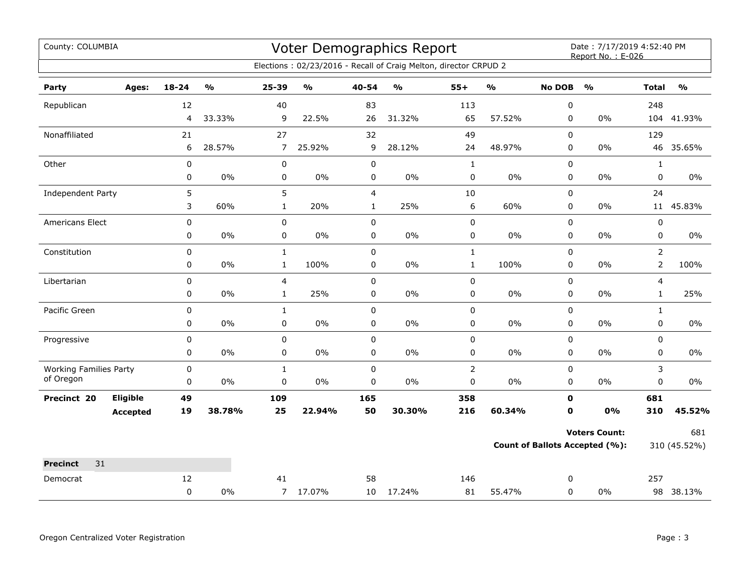County: COLUMBIA

# Voter Demographics Report

Date : 7/17/2019 4:52:40 PM
Report No. : E-026

Elections : 02/23/2016 - Recall of Craig Melton, director CRPUD 2

| Party | Ages: | 18-24 | % | 25-39 | % | 40-54 | % | 55+ | % | No DOB | % | Total | % |
|---|---|---|---|---|---|---|---|---|---|---|---|---|---|
| Republican | | 12 | | 40 | | 83 | | 113 | | 0 | | 248 | |
| | | 4 | 33.33% | 9 | 22.5% | 26 | 31.32% | 65 | 57.52% | 0 | 0% | 104 | 41.93% |
| Nonaffiliated | | 21 | | 27 | | 32 | | 49 | | 0 | | 129 | |
| | | 6 | 28.57% | 7 | 25.92% | 9 | 28.12% | 24 | 48.97% | 0 | 0% | 46 | 35.65% |
| Other | | 0 | | 0 | | 0 | | 1 | | 0 | | 1 | |
| | | 0 | 0% | 0 | 0% | 0 | 0% | 0 | 0% | 0 | 0% | 0 | 0% |
| Independent Party | | 5 | | 5 | | 4 | | 10 | | 0 | | 24 | |
| | | 3 | 60% | 1 | 20% | 1 | 25% | 6 | 60% | 0 | 0% | 11 | 45.83% |
| Americans Elect | | 0 | | 0 | | 0 | | 0 | | 0 | | 0 | |
| | | 0 | 0% | 0 | 0% | 0 | 0% | 0 | 0% | 0 | 0% | 0 | 0% |
| Constitution | | 0 | | 1 | | 0 | | 1 | | 0 | | 2 | |
| | | 0 | 0% | 1 | 100% | 0 | 0% | 1 | 100% | 0 | 0% | 2 | 100% |
| Libertarian | | 0 | | 4 | | 0 | | 0 | | 0 | | 4 | |
| | | 0 | 0% | 1 | 25% | 0 | 0% | 0 | 0% | 0 | 0% | 1 | 25% |
| Pacific Green | | 0 | | 1 | | 0 | | 0 | | 0 | | 1 | |
| | | 0 | 0% | 0 | 0% | 0 | 0% | 0 | 0% | 0 | 0% | 0 | 0% |
| Progressive | | 0 | | 0 | | 0 | | 0 | | 0 | | 0 | |
| | | 0 | 0% | 0 | 0% | 0 | 0% | 0 | 0% | 0 | 0% | 0 | 0% |
| Working Families Party of Oregon | | 0 | | 1 | | 0 | | 2 | | 0 | | 3 | |
| | | 0 | 0% | 0 | 0% | 0 | 0% | 0 | 0% | 0 | 0% | 0 | 0% |
| **Precinct 20** | **Eligible** | **49** | | **109** | | **165** | | **358** | | **0** | | **681** | |
| | **Accepted** | **19** | **38.78%** | **25** | **22.94%** | **50** | **30.30%** | **216** | **60.34%** | **0** | **0%** | **310** | **45.52%** |

**Voters Count:** 681

**Count of Ballots Accepted (%):** 310 (45.52%)

**Precinct** 31

| Party | Ages: | 18-24 | % | 25-39 | % | 40-54 | % | 55+ | % | No DOB | % | Total | % |
|---|---|---|---|---|---|---|---|---|---|---|---|---|---|
| Democrat | | 12 | | 41 | | 58 | | 146 | | 0 | | 257 | |
| | | 0 | 0% | 7 | 17.07% | 10 | 17.24% | 81 | 55.47% | 0 | 0% | 98 | 38.13% |

Oregon Centralized Voter Registration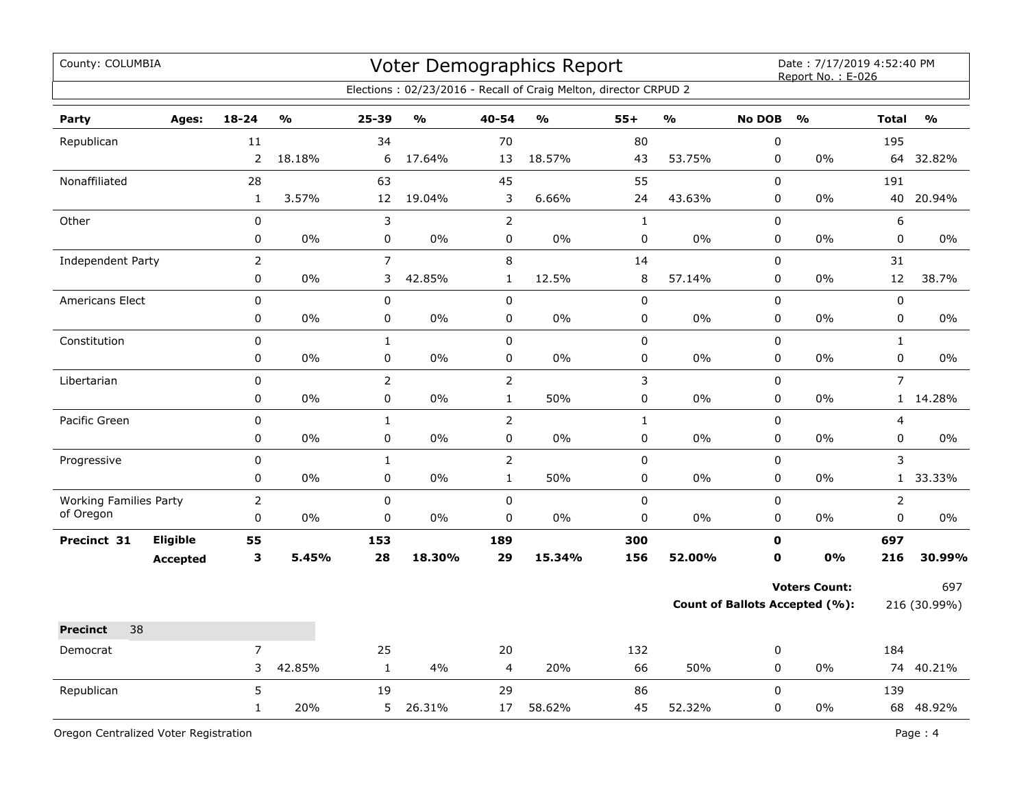County: COLUMBIA

# Voter Demographics Report

Date : 7/17/2019 4:52:40 PM
Report No. : E-026

Elections : 02/23/2016 - Recall of Craig Melton, director CRPUD 2

| Party | Ages: | 18-24 | % | 25-39 | % | 40-54 | % | 55+ | % | No DOB | % | Total | % |
|---|---|---|---|---|---|---|---|---|---|---|---|---|---|
| Republican | | 11 | | 34 | | 70 | | 80 | | 0 | | 195 | |
| | | 2 | 18.18% | 6 | 17.64% | 13 | 18.57% | 43 | 53.75% | 0 | 0% | 64 | 32.82% |
| Nonaffiliated | | 28 | | 63 | | 45 | | 55 | | 0 | | 191 | |
| | | 1 | 3.57% | 12 | 19.04% | 3 | 6.66% | 24 | 43.63% | 0 | 0% | 40 | 20.94% |
| Other | | 0 | | 3 | | 2 | | 1 | | 0 | | 6 | |
| | | 0 | 0% | 0 | 0% | 0 | 0% | 0 | 0% | 0 | 0% | 0 | 0% |
| Independent Party | | 2 | | 7 | | 8 | | 14 | | 0 | | 31 | |
| | | 0 | 0% | 3 | 42.85% | 1 | 12.5% | 8 | 57.14% | 0 | 0% | 12 | 38.7% |
| Americans Elect | | 0 | | 0 | | 0 | | 0 | | 0 | | 0 | |
| | | 0 | 0% | 0 | 0% | 0 | 0% | 0 | 0% | 0 | 0% | 0 | 0% |
| Constitution | | 0 | | 1 | | 0 | | 0 | | 0 | | 1 | |
| | | 0 | 0% | 0 | 0% | 0 | 0% | 0 | 0% | 0 | 0% | 0 | 0% |
| Libertarian | | 0 | | 2 | | 2 | | 3 | | 0 | | 7 | |
| | | 0 | 0% | 0 | 0% | 1 | 50% | 0 | 0% | 0 | 0% | 1 | 14.28% |
| Pacific Green | | 0 | | 1 | | 2 | | 1 | | 0 | | 4 | |
| | | 0 | 0% | 0 | 0% | 0 | 0% | 0 | 0% | 0 | 0% | 0 | 0% |
| Progressive | | 0 | | 1 | | 2 | | 0 | | 0 | | 3 | |
| | | 0 | 0% | 0 | 0% | 1 | 50% | 0 | 0% | 0 | 0% | 1 | 33.33% |
| Working Families Party of Oregon | | 2 | | 0 | | 0 | | 0 | | 0 | | 2 | |
| | | 0 | 0% | 0 | 0% | 0 | 0% | 0 | 0% | 0 | 0% | 0 | 0% |
| **Precinct 31** | **Eligible** | **55** | | **153** | | **189** | | **300** | | **0** | | **697** | |
| | **Accepted** | **3** | **5.45%** | **28** | **18.30%** | **29** | **15.34%** | **156** | **52.00%** | **0** | **0%** | **216** | **30.99%** |

**Voters Count:** 697

**Count of Ballots Accepted (%):** 216 (30.99%)

**Precinct** 38

| Party | Ages: | 18-24 | % | 25-39 | % | 40-54 | % | 55+ | % | No DOB | % | Total | % |
|---|---|---|---|---|---|---|---|---|---|---|---|---|---|
| Democrat | | 7 | | 25 | | 20 | | 132 | | 0 | | 184 | |
| | | 3 | 42.85% | 1 | 4% | 4 | 20% | 66 | 50% | 0 | 0% | 74 | 40.21% |
| Republican | | 5 | | 19 | | 29 | | 86 | | 0 | | 139 | |
| | | 1 | 20% | 5 | 26.31% | 17 | 58.62% | 45 | 52.32% | 0 | 0% | 68 | 48.92% |

Oregon Centralized Voter Registration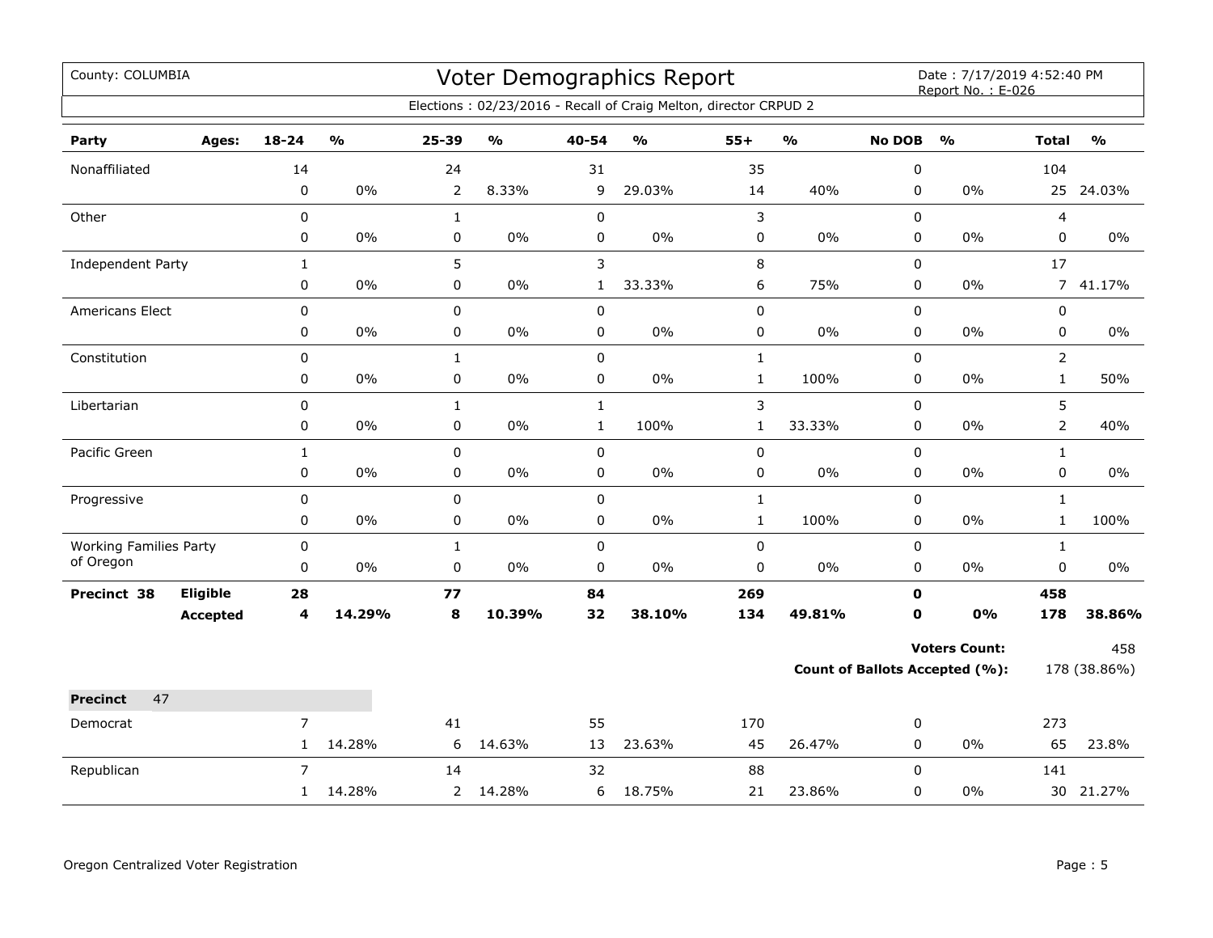County: COLUMBIA

# Voter Demographics Report

Date : 7/17/2019 4:52:40 PM
Report No. : E-026

Elections : 02/23/2016 - Recall of Craig Melton, director CRPUD 2

| Party | Ages: | 18-24 | % | 25-39 | % | 40-54 | % | 55+ | % | No DOB | % | Total | % |
|---|---|---|---|---|---|---|---|---|---|---|---|---|---|
| Nonaffiliated | | 14 | | 24 | | 31 | | 35 | | 0 | | 104 | |
| | | 0 | 0% | 2 | 8.33% | 9 | 29.03% | 14 | 40% | 0 | 0% | 25 | 24.03% |
| Other | | 0 | | 1 | | 0 | | 3 | | 0 | | 4 | |
| | | 0 | 0% | 0 | 0% | 0 | 0% | 0 | 0% | 0 | 0% | 0 | 0% |
| Independent Party | | 1 | | 5 | | 3 | | 8 | | 0 | | 17 | |
| | | 0 | 0% | 0 | 0% | 1 | 33.33% | 6 | 75% | 0 | 0% | 7 | 41.17% |
| Americans Elect | | 0 | | 0 | | 0 | | 0 | | 0 | | 0 | |
| | | 0 | 0% | 0 | 0% | 0 | 0% | 0 | 0% | 0 | 0% | 0 | 0% |
| Constitution | | 0 | | 1 | | 0 | | 1 | | 0 | | 2 | |
| | | 0 | 0% | 0 | 0% | 0 | 0% | 1 | 100% | 0 | 0% | 1 | 50% |
| Libertarian | | 0 | | 1 | | 1 | | 3 | | 0 | | 5 | |
| | | 0 | 0% | 0 | 0% | 1 | 100% | 1 | 33.33% | 0 | 0% | 2 | 40% |
| Pacific Green | | 1 | | 0 | | 0 | | 0 | | 0 | | 1 | |
| | | 0 | 0% | 0 | 0% | 0 | 0% | 0 | 0% | 0 | 0% | 0 | 0% |
| Progressive | | 0 | | 0 | | 0 | | 1 | | 0 | | 1 | |
| | | 0 | 0% | 0 | 0% | 0 | 0% | 1 | 100% | 0 | 0% | 1 | 100% |
| Working Families Party of Oregon | | 0 | | 1 | | 0 | | 0 | | 0 | | 1 | |
| | | 0 | 0% | 0 | 0% | 0 | 0% | 0 | 0% | 0 | 0% | 0 | 0% |
| **Precinct 38** | **Eligible** | **28** | | **77** | | **84** | | **269** | | **0** | | **458** | |
| | **Accepted** | **4** | **14.29%** | **8** | **10.39%** | **32** | **38.10%** | **134** | **49.81%** | **0** | **0%** | **178** | **38.86%** |

**Voters Count:** 458

**Count of Ballots Accepted (%):** 178 (38.86%)

| **Precinct** 47 | | 18-24 | % | 25-39 | % | 40-54 | % | 55+ | % | No DOB | % | Total | % |
|---|---|---|---|---|---|---|---|---|---|---|---|---|---|
| Democrat | | 7 | | 41 | | 55 | | 170 | | 0 | | 273 | |
| | | 1 | 14.28% | 6 | 14.63% | 13 | 23.63% | 45 | 26.47% | 0 | 0% | 65 | 23.8% |
| Republican | | 7 | | 14 | | 32 | | 88 | | 0 | | 141 | |
| | | 1 | 14.28% | 2 | 14.28% | 6 | 18.75% | 21 | 23.86% | 0 | 0% | 30 | 21.27% |

Oregon Centralized Voter Registration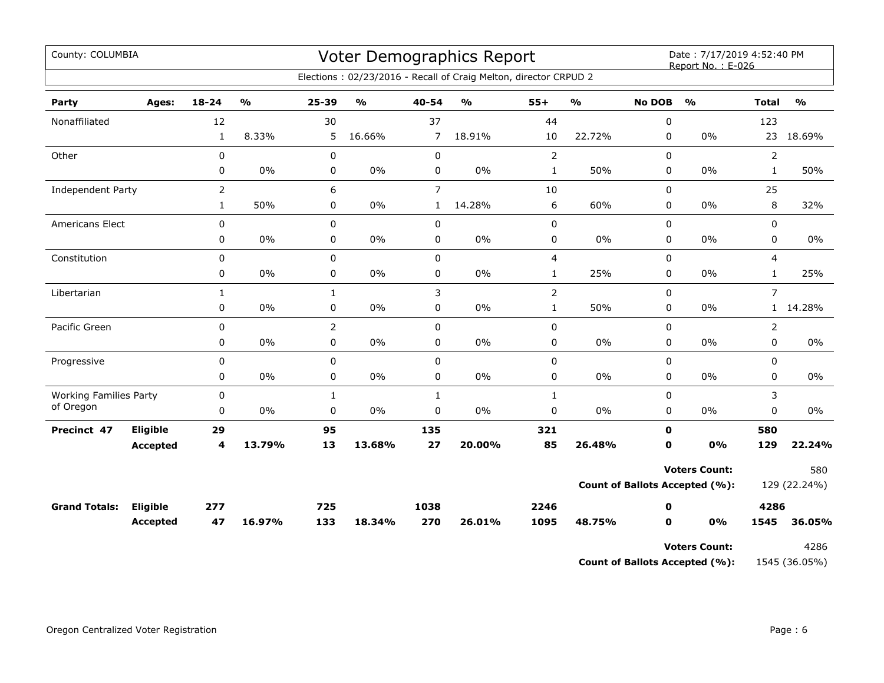County: COLUMBIA

# Voter Demographics Report

Date : 7/17/2019 4:52:40 PM
Report No. : E-026

Elections : 02/23/2016 - Recall of Craig Melton, director CRPUD 2

| Party | Ages: | 18-24 | % | 25-39 | % | 40-54 | % | 55+ | % | No DOB | % | Total | % |
|---|---|---|---|---|---|---|---|---|---|---|---|---|---|
| Nonaffiliated | | 12 | | 30 | | 37 | | 44 | | 0 | | 123 | |
| | | 1 | 8.33% | 5 | 16.66% | 7 | 18.91% | 10 | 22.72% | 0 | 0% | 23 | 18.69% |
| Other | | 0 | | 0 | | 0 | | 2 | | 0 | | 2 | |
| | | 0 | 0% | 0 | 0% | 0 | 0% | 1 | 50% | 0 | 0% | 1 | 50% |
| Independent Party | | 2 | | 6 | | 7 | | 10 | | 0 | | 25 | |
| | | 1 | 50% | 0 | 0% | 1 | 14.28% | 6 | 60% | 0 | 0% | 8 | 32% |
| Americans Elect | | 0 | | 0 | | 0 | | 0 | | 0 | | 0 | |
| | | 0 | 0% | 0 | 0% | 0 | 0% | 0 | 0% | 0 | 0% | 0 | 0% |
| Constitution | | 0 | | 0 | | 0 | | 4 | | 0 | | 4 | |
| | | 0 | 0% | 0 | 0% | 0 | 0% | 1 | 25% | 0 | 0% | 1 | 25% |
| Libertarian | | 1 | | 1 | | 3 | | 2 | | 0 | | 7 | |
| | | 0 | 0% | 0 | 0% | 0 | 0% | 1 | 50% | 0 | 0% | 1 | 14.28% |
| Pacific Green | | 0 | | 2 | | 0 | | 0 | | 0 | | 2 | |
| | | 0 | 0% | 0 | 0% | 0 | 0% | 0 | 0% | 0 | 0% | 0 | 0% |
| Progressive | | 0 | | 0 | | 0 | | 0 | | 0 | | 0 | |
| | | 0 | 0% | 0 | 0% | 0 | 0% | 0 | 0% | 0 | 0% | 0 | 0% |
| Working Families Party of Oregon | | 0 | | 1 | | 1 | | 1 | | 0 | | 3 | |
| | | 0 | 0% | 0 | 0% | 0 | 0% | 0 | 0% | 0 | 0% | 0 | 0% |
| **Precinct 47** | **Eligible** | **29** | | **95** | | **135** | | **321** | | **0** | | **580** | |
| | **Accepted** | **4** | **13.79%** | **13** | **13.68%** | **27** | **20.00%** | **85** | **26.48%** | **0** | **0%** | **129** | **22.24%** |

**Voters Count:** 580

**Count of Ballots Accepted (%):** 129 (22.24%)

| | | 18-24 | % | 25-39 | % | 40-54 | % | 55+ | % | No DOB | % | Total | % |
|---|---|---|---|---|---|---|---|---|---|---|---|---|---|
| **Grand Totals:** | **Eligible** | **277** | | **725** | | **1038** | | **2246** | | **0** | | **4286** | |
| | **Accepted** | **47** | **16.97%** | **133** | **18.34%** | **270** | **26.01%** | **1095** | **48.75%** | **0** | **0%** | **1545** | **36.05%** |

**Voters Count:** 4286

**Count of Ballots Accepted (%):** 1545 (36.05%)

Oregon Centralized Voter Registration